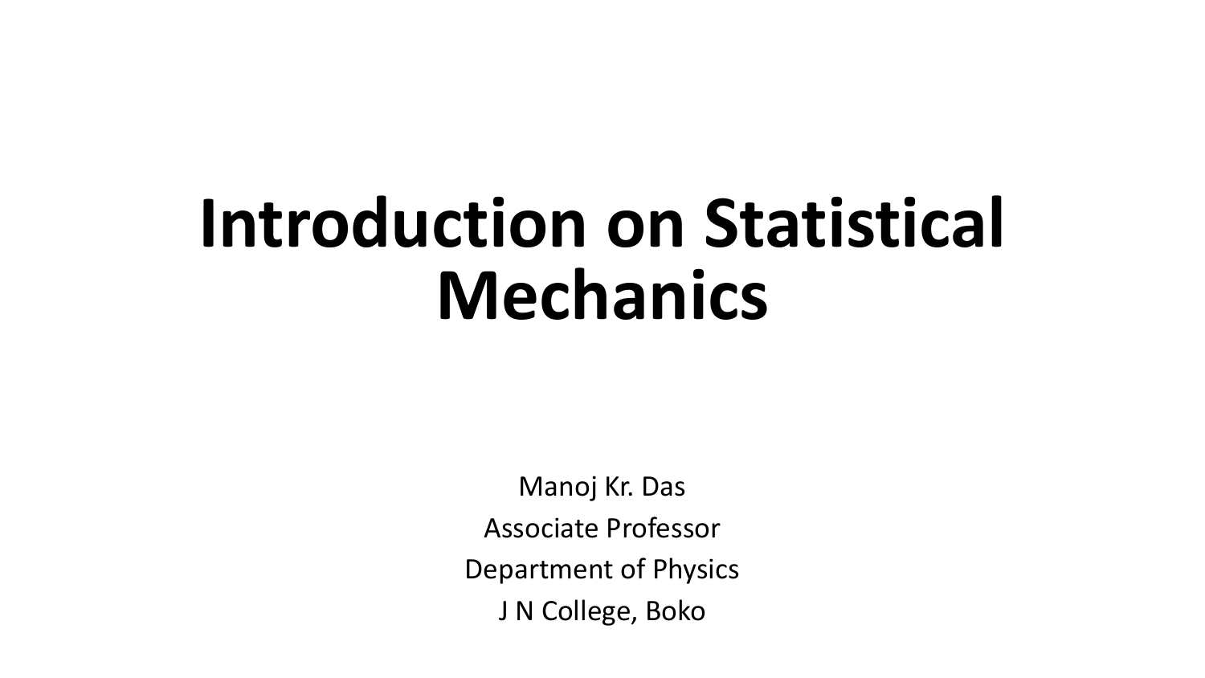# Introduction on Statistical Mechanics

Manoj Kr. Das

Associate Professor

Department of Physics

J N College, Boko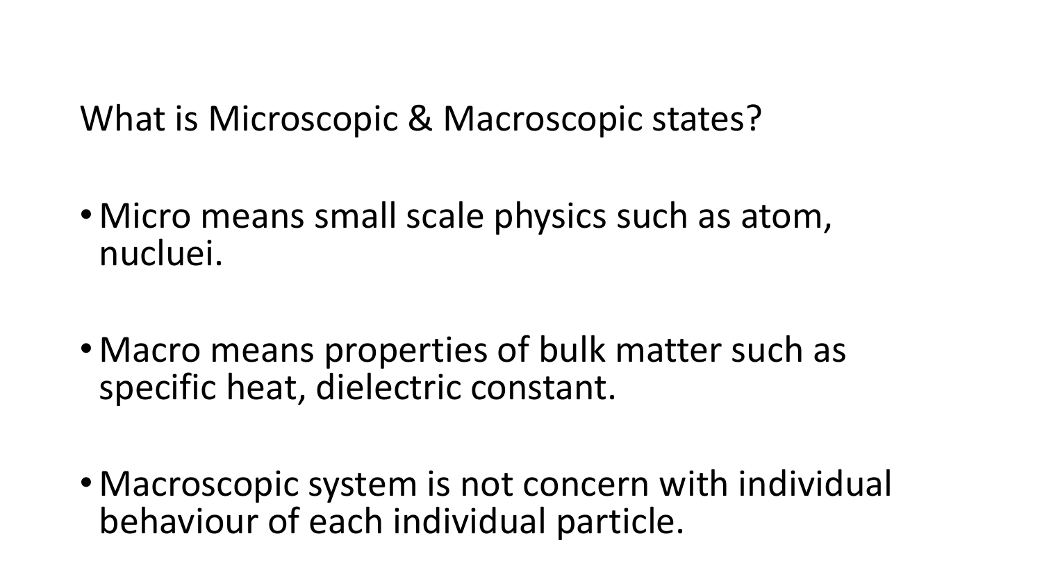## What is Microscopic & Macroscopic states?

- Micro means small scale physics such as atom, nucluei.
- Macro means properties of bulk matter such as specific heat, dielectric constant.
- Macroscopic system is not concern with individual behaviour of each individual particle.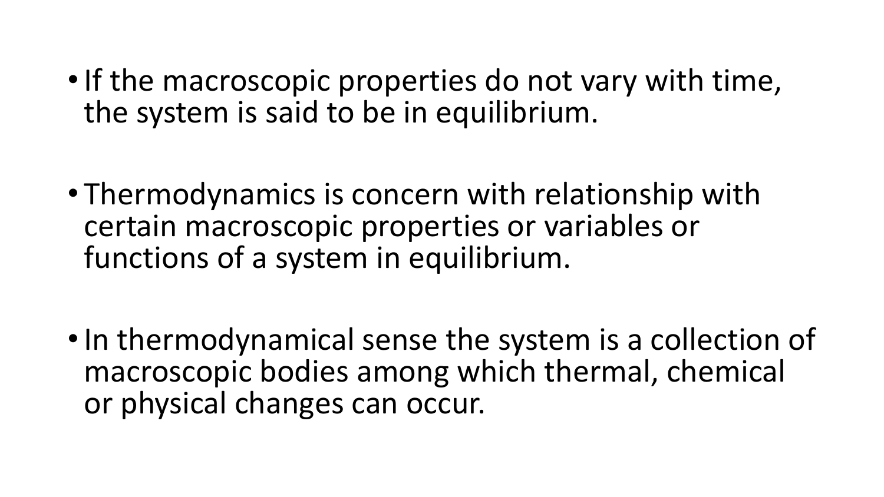- If the macroscopic properties do not vary with time, the system is said to be in equilibrium.

- Thermodynamics is concern with relationship with certain macroscopic properties or variables or functions of a system in equilibrium.

- In thermodynamical sense the system is a collection of macroscopic bodies among which thermal, chemical or physical changes can occur.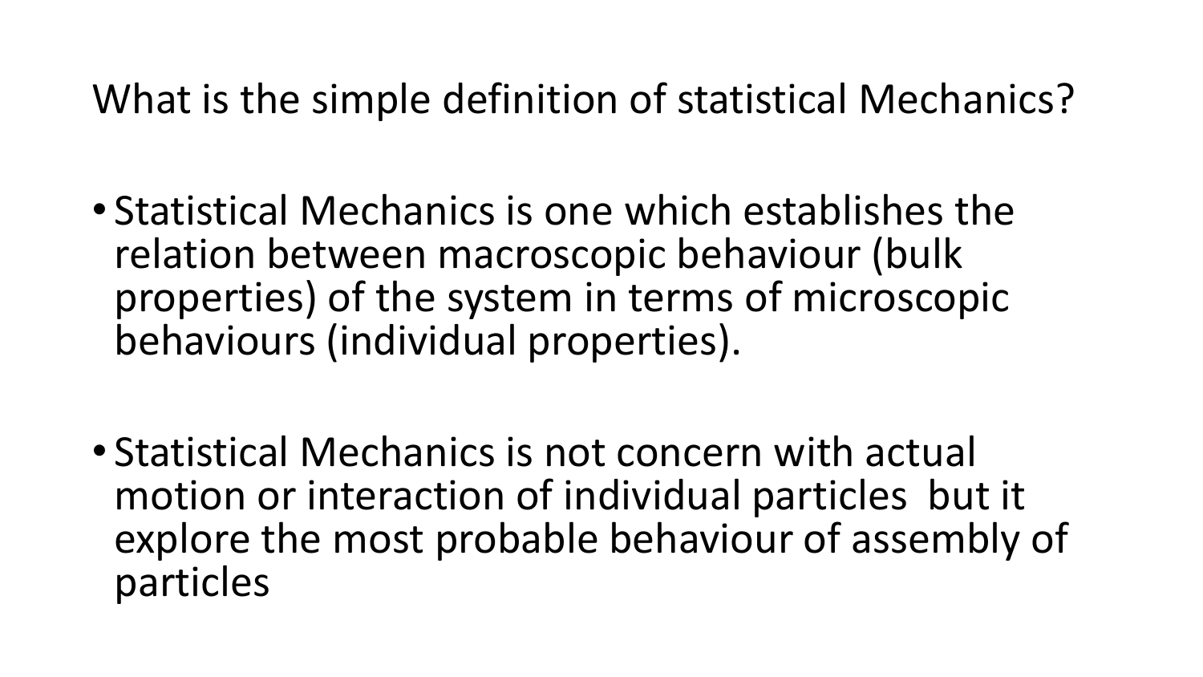## What is the simple definition of statistical Mechanics?

- Statistical Mechanics is one which establishes the relation between macroscopic behaviour (bulk properties) of the system in terms of microscopic behaviours (individual properties).

- Statistical Mechanics is not concern with actual motion or interaction of individual particles but it explore the most probable behaviour of assembly of particles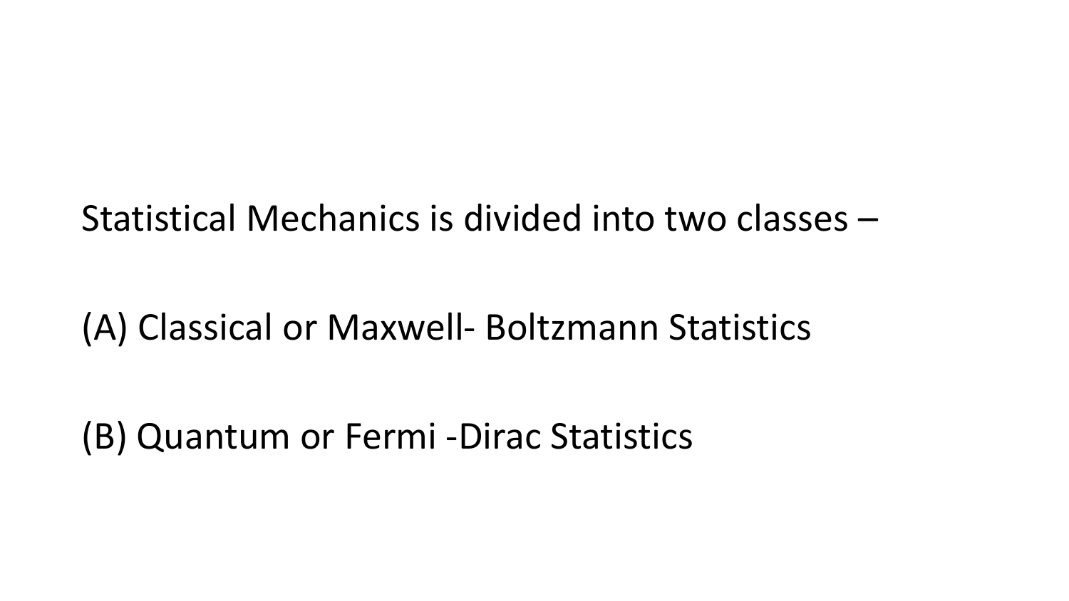Statistical Mechanics is divided into two classes –

(A) Classical or Maxwell- Boltzmann Statistics

(B) Quantum or Fermi -Dirac Statistics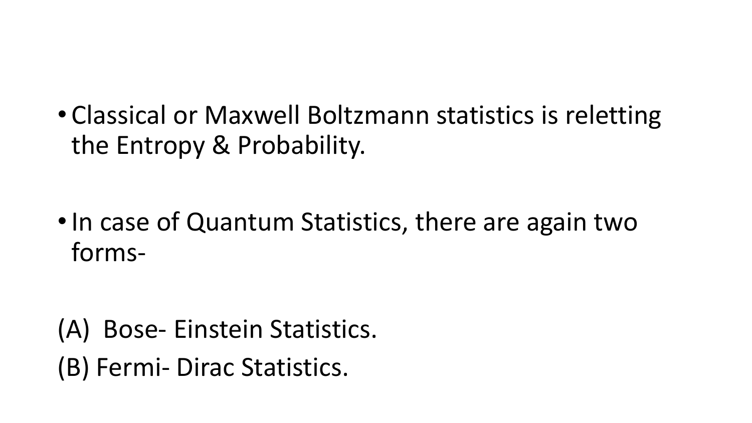- Classical or Maxwell Boltzmann statistics is reletting the Entropy & Probability.

- In case of Quantum Statistics, there are again two forms-

(A) Bose- Einstein Statistics.

(B) Fermi- Dirac Statistics.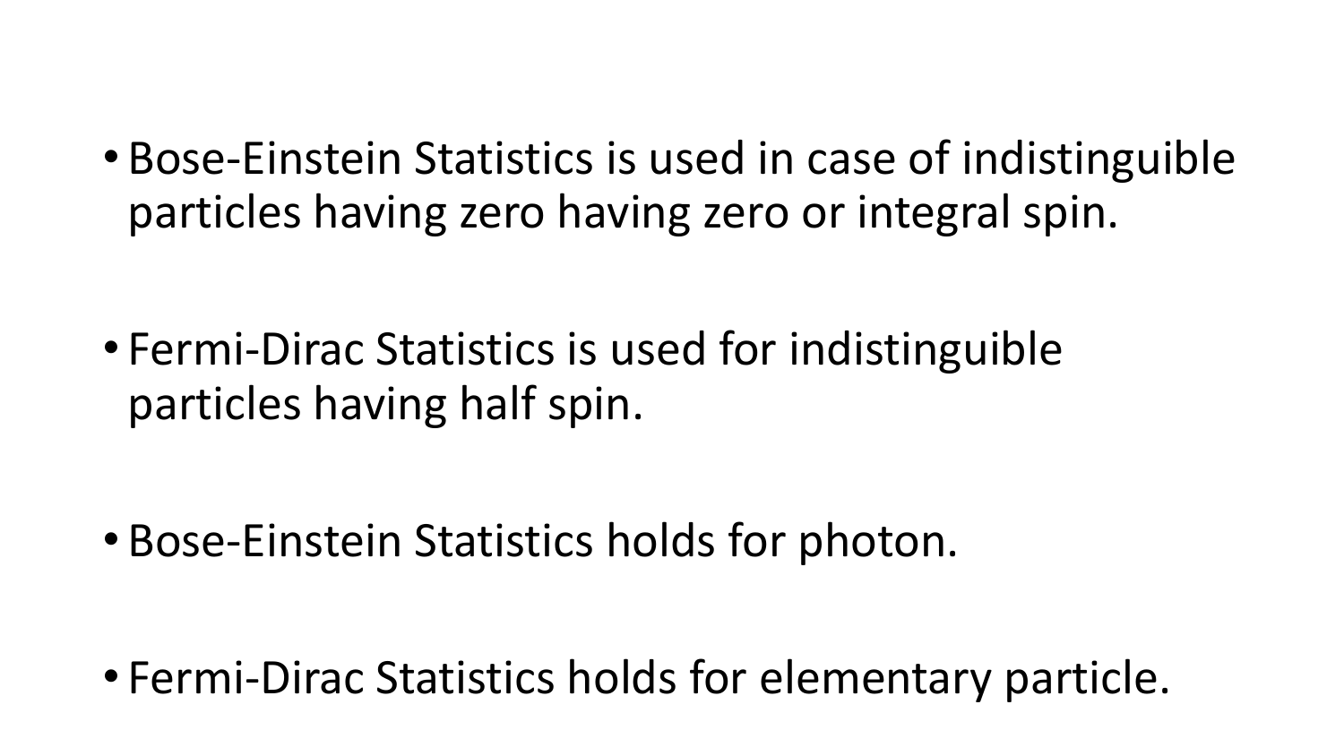- Bose-Einstein Statistics is used in case of indistinguible particles having zero having zero or integral spin.

- Fermi-Dirac Statistics is used for indistinguible particles having half spin.

- Bose-Einstein Statistics holds for photon.

- Fermi-Dirac Statistics holds for elementary particle.